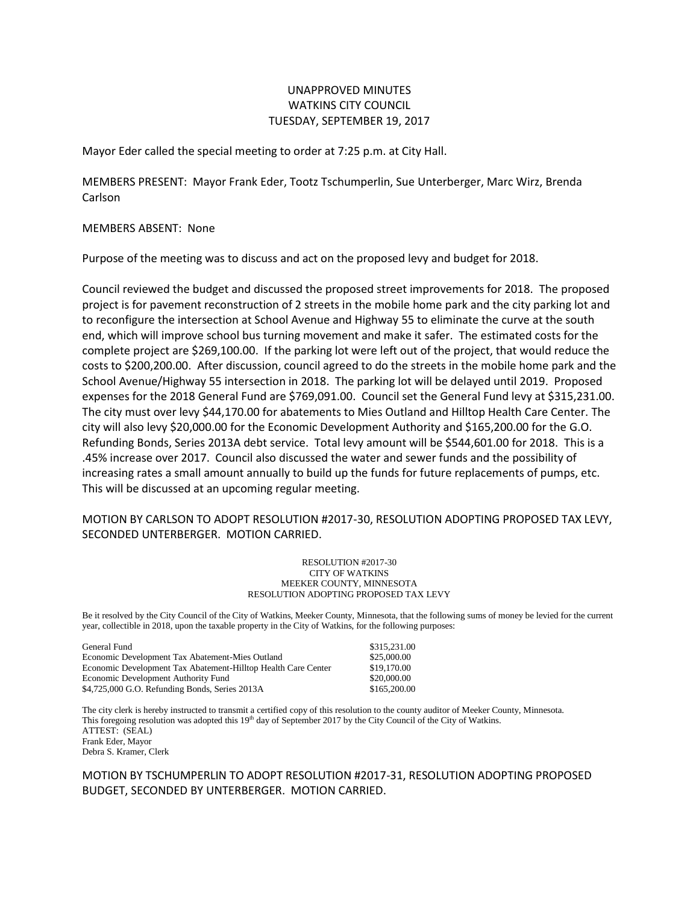# UNAPPROVED MINUTES
# WATKINS CITY COUNCIL
# TUESDAY, SEPTEMBER 19, 2017

Mayor Eder called the special meeting to order at 7:25 p.m. at City Hall.

MEMBERS PRESENT: Mayor Frank Eder, Tootz Tschumperlin, Sue Unterberger, Marc Wirz, Brenda Carlson

MEMBERS ABSENT: None

Purpose of the meeting was to discuss and act on the proposed levy and budget for 2018.

Council reviewed the budget and discussed the proposed street improvements for 2018. The proposed project is for pavement reconstruction of 2 streets in the mobile home park and the city parking lot and to reconfigure the intersection at School Avenue and Highway 55 to eliminate the curve at the south end, which will improve school bus turning movement and make it safer. The estimated costs for the complete project are $269,100.00. If the parking lot were left out of the project, that would reduce the costs to $200,200.00. After discussion, council agreed to do the streets in the mobile home park and the School Avenue/Highway 55 intersection in 2018. The parking lot will be delayed until 2019. Proposed expenses for the 2018 General Fund are $769,091.00. Council set the General Fund levy at $315,231.00. The city must over levy $44,170.00 for abatements to Mies Outland and Hilltop Health Care Center. The city will also levy $20,000.00 for the Economic Development Authority and $165,200.00 for the G.O. Refunding Bonds, Series 2013A debt service. Total levy amount will be $544,601.00 for 2018. This is a .45% increase over 2017. Council also discussed the water and sewer funds and the possibility of increasing rates a small amount annually to build up the funds for future replacements of pumps, etc. This will be discussed at an upcoming regular meeting.

MOTION BY CARLSON TO ADOPT RESOLUTION #2017-30, RESOLUTION ADOPTING PROPOSED TAX LEVY, SECONDED UNTERBERGER. MOTION CARRIED.

RESOLUTION #2017-30
CITY OF WATKINS
MEEKER COUNTY, MINNESOTA
RESOLUTION ADOPTING PROPOSED TAX LEVY

Be it resolved by the City Council of the City of Watkins, Meeker County, Minnesota, that the following sums of money be levied for the current year, collectible in 2018, upon the taxable property in the City of Watkins, for the following purposes:

| | |
|---|---|
| General Fund | $315,231.00 |
| Economic Development Tax Abatement-Mies Outland | $25,000.00 |
| Economic Development Tax Abatement-Hilltop Health Care Center | $19,170.00 |
| Economic Development Authority Fund | $20,000.00 |
| $4,725,000 G.O. Refunding Bonds, Series 2013A | $165,200.00 |

The city clerk is hereby instructed to transmit a certified copy of this resolution to the county auditor of Meeker County, Minnesota.
This foregoing resolution was adopted this 19th day of September 2017 by the City Council of the City of Watkins.
ATTEST: (SEAL)
Frank Eder, Mayor
Debra S. Kramer, Clerk

MOTION BY TSCHUMPERLIN TO ADOPT RESOLUTION #2017-31, RESOLUTION ADOPTING PROPOSED BUDGET, SECONDED BY UNTERBERGER. MOTION CARRIED.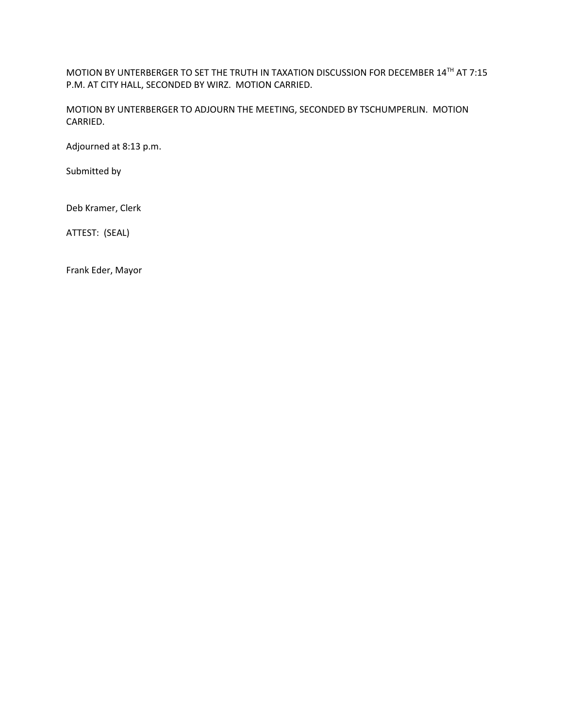MOTION BY UNTERBERGER TO SET THE TRUTH IN TAXATION DISCUSSION FOR DECEMBER 14TH AT 7:15 P.M. AT CITY HALL, SECONDED BY WIRZ. MOTION CARRIED.

MOTION BY UNTERBERGER TO ADJOURN THE MEETING, SECONDED BY TSCHUMPERLIN. MOTION CARRIED.

Adjourned at 8:13 p.m.

Submitted by

Deb Kramer, Clerk

ATTEST: (SEAL)

Frank Eder, Mayor